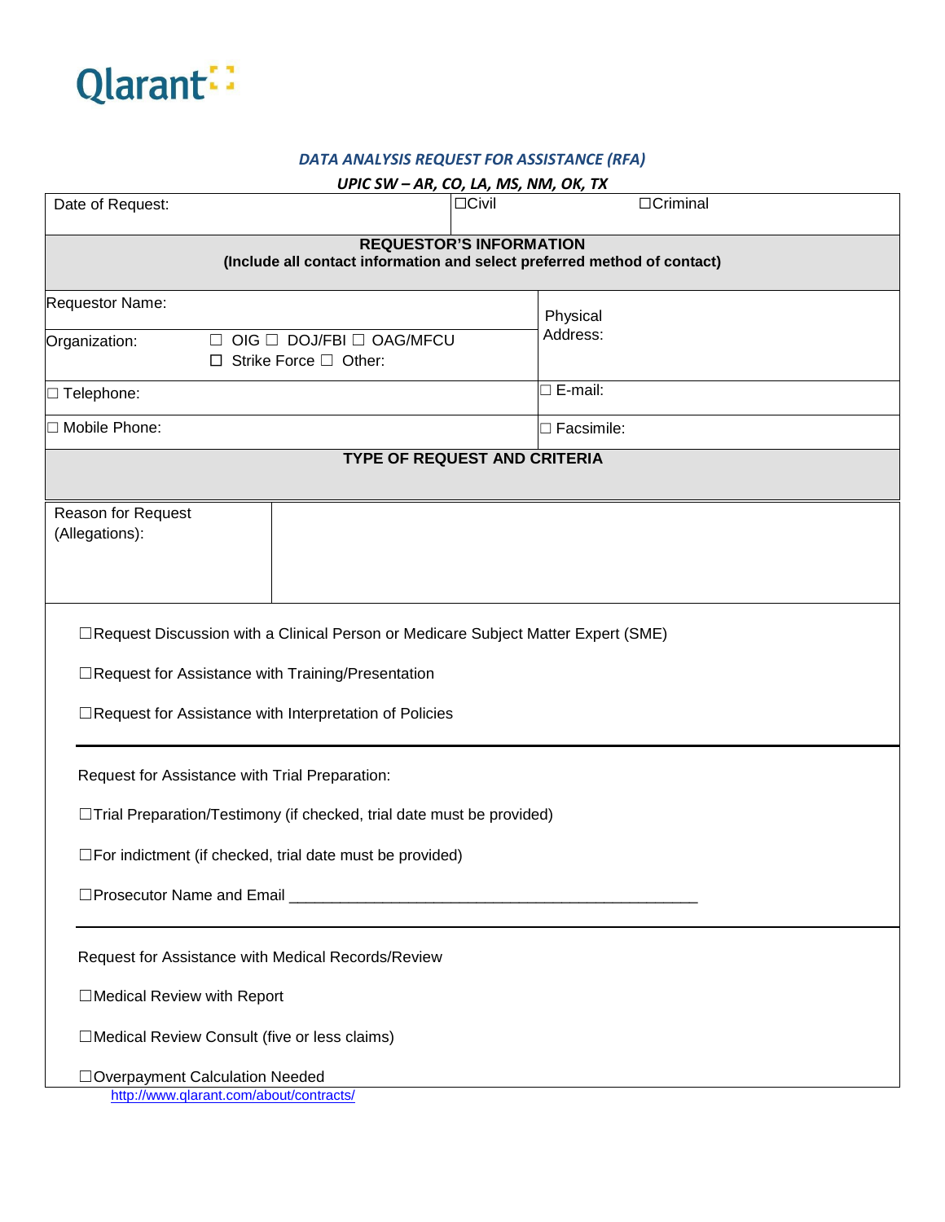Qlarant

***DATA ANALYSIS REQUEST FOR ASSISTANCE (RFA)***

***UPIC SW – AR, CO, LA, MS, NM, OK, TX***

| Date of Request: | ☐Civil | ☐Criminal |
|---|---|---|

**REQUESTOR'S INFORMATION**
**(Include all contact information and select preferred method of contact)**

| | |
|---|---|
| Requestor Name: | Physical Address: |
| Organization: ☐ OIG ☐ DOJ/FBI ☐ OAG/MFCU ☐ Strike Force ☐ Other: | |
| ☐ Telephone: | ☐ E-mail: |
| ☐ Mobile Phone: | ☐ Facsimile: |

**TYPE OF REQUEST AND CRITERIA**

| | |
|---|---|
| Reason for Request (Allegations): | |

☐Request Discussion with a Clinical Person or Medicare Subject Matter Expert (SME)

☐Request for Assistance with Training/Presentation

☐Request for Assistance with Interpretation of Policies

---

Request for Assistance with Trial Preparation:

☐Trial Preparation/Testimony (if checked, trial date must be provided)

☐For indictment (if checked, trial date must be provided)

☐Prosecutor Name and Email ______________________________________________

---

Request for Assistance with Medical Records/Review

☐Medical Review with Report

☐Medical Review Consult (five or less claims)

☐Overpayment Calculation Needed

http://www.qlarant.com/about/contracts/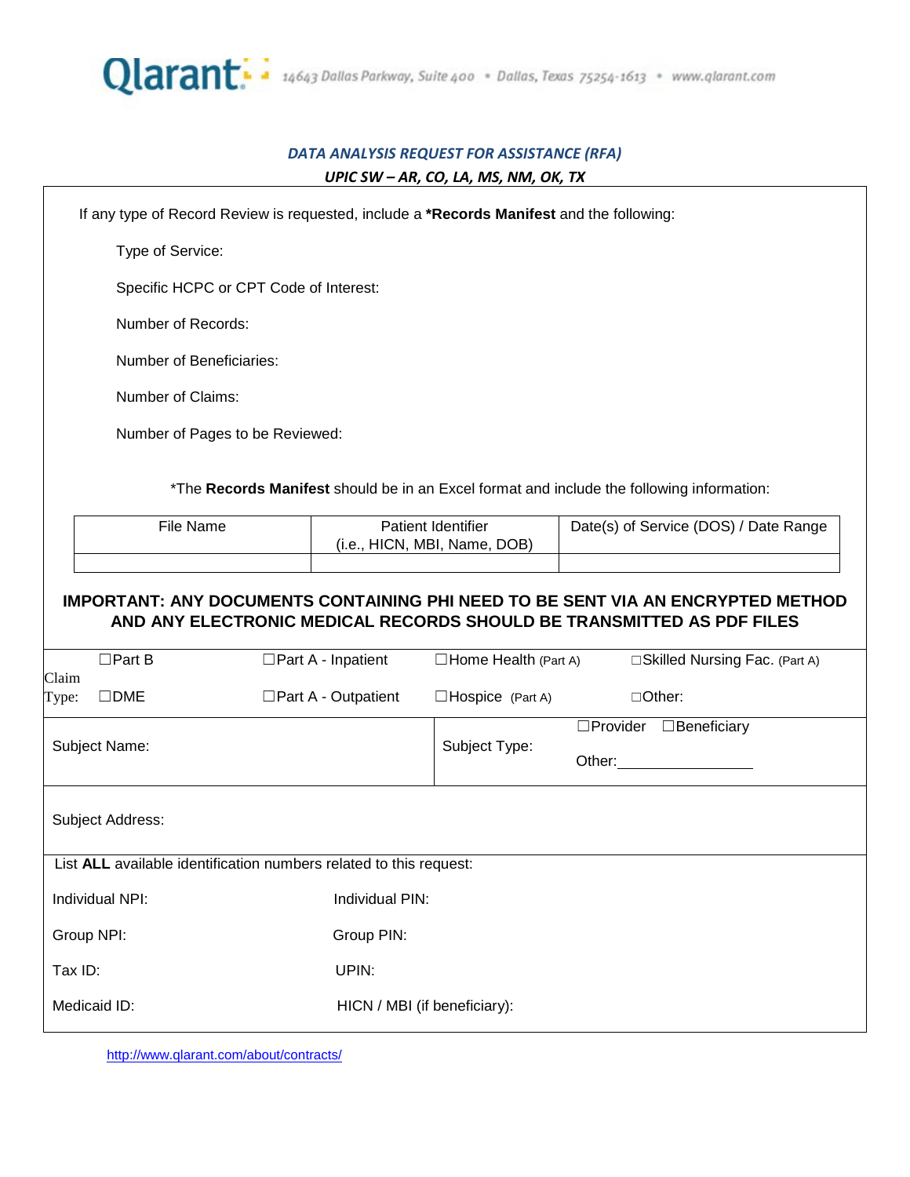Qlarant 14643 Dallas Parkway, Suite 400 • Dallas, Texas 75254-1613 • www.qlarant.com

### *DATA ANALYSIS REQUEST FOR ASSISTANCE (RFA)*

#### *UPIC SW – AR, CO, LA, MS, NM, OK, TX*

If any type of Record Review is requested, include a ***Records Manifest** and the following:

Type of Service:

Specific HCPC or CPT Code of Interest:

Number of Records:

Number of Beneficiaries:

Number of Claims:

Number of Pages to be Reviewed:

*The **Records Manifest** should be in an Excel format and include the following information:

| File Name | Patient Identifier (i.e., HICN, MBI, Name, DOB) | Date(s) of Service (DOS) / Date Range |
|---|---|---|
| | | |

**IMPORTANT: ANY DOCUMENTS CONTAINING PHI NEED TO BE SENT VIA AN ENCRYPTED METHOD AND ANY ELECTRONIC MEDICAL RECORDS SHOULD BE TRANSMITTED AS PDF FILES**

Claim Type:

| ☐Part B | ☐Part A - Inpatient | ☐Home Health (Part A) | ☐Skilled Nursing Fac. (Part A) |
|---|---|---|---|
| ☐DME | ☐Part A - Outpatient | ☐Hospice (Part A) | ☐Other: |

Subject Name:

Subject Type: ☐Provider ☐Beneficiary Other:________________

Subject Address:

List **ALL** available identification numbers related to this request:

| | |
|---|---|
| Individual NPI: | Individual PIN: |
| Group NPI: | Group PIN: |
| Tax ID: | UPIN: |
| Medicaid ID: | HICN / MBI (if beneficiary): |

http://www.qlarant.com/about/contracts/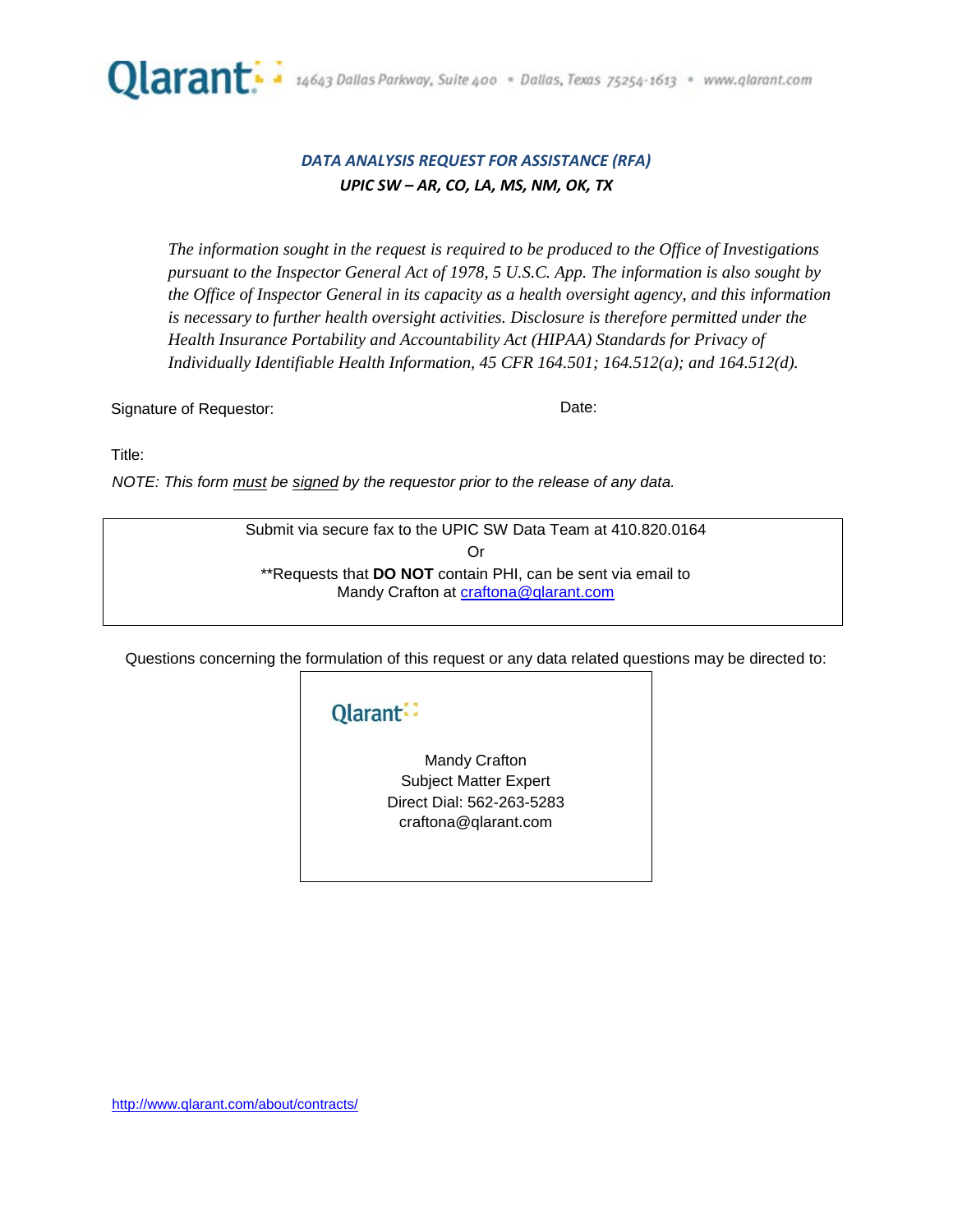Qlarant 14643 Dallas Parkway, Suite 400 • Dallas, Texas 75254-1613 • www.qlarant.com

## *DATA ANALYSIS REQUEST FOR ASSISTANCE (RFA)*

***UPIC SW – AR, CO, LA, MS, NM, OK, TX***

*The information sought in the request is required to be produced to the Office of Investigations pursuant to the Inspector General Act of 1978, 5 U.S.C. App. The information is also sought by the Office of Inspector General in its capacity as a health oversight agency, and this information is necessary to further health oversight activities. Disclosure is therefore permitted under the Health Insurance Portability and Accountability Act (HIPAA) Standards for Privacy of Individually Identifiable Health Information, 45 CFR 164.501; 164.512(a); and 164.512(d).*

Signature of Requestor: Date:

Title:

*NOTE: This form must be signed by the requestor prior to the release of any data.*

Submit via secure fax to the UPIC SW Data Team at 410.820.0164

Or

**Requests that **DO NOT** contain PHI, can be sent via email to Mandy Crafton at craftona@qlarant.com

Questions concerning the formulation of this request or any data related questions may be directed to:

Qlarant

Mandy Crafton
Subject Matter Expert
Direct Dial: 562-263-5283
craftona@qlarant.com

http://www.qlarant.com/about/contracts/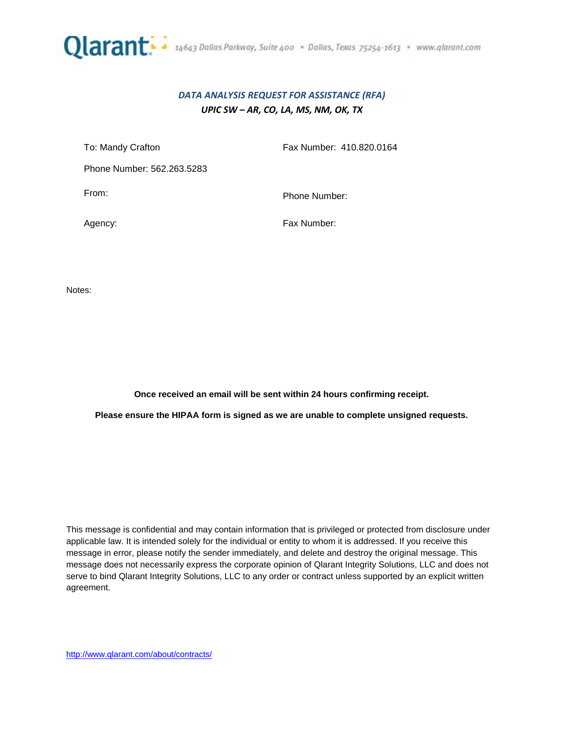Qlarant 14643 Dallas Parkway, Suite 400 • Dallas, Texas 75254-1613 • www.qlarant.com

## *DATA ANALYSIS REQUEST FOR ASSISTANCE (RFA)*

### *UPIC SW – AR, CO, LA, MS, NM, OK, TX*

| | |
|---|---|
| To: Mandy Crafton | Fax Number: 410.820.0164 |
| Phone Number: 562.263.5283 | |
| From: | Phone Number: |
| Agency: | Fax Number: |

Notes:

**Once received an email will be sent within 24 hours confirming receipt.**

**Please ensure the HIPAA form is signed as we are unable to complete unsigned requests.**

This message is confidential and may contain information that is privileged or protected from disclosure under applicable law. It is intended solely for the individual or entity to whom it is addressed. If you receive this message in error, please notify the sender immediately, and delete and destroy the original message. This message does not necessarily express the corporate opinion of Qlarant Integrity Solutions, LLC and does not serve to bind Qlarant Integrity Solutions, LLC to any order or contract unless supported by an explicit written agreement.

http://www.qlarant.com/about/contracts/